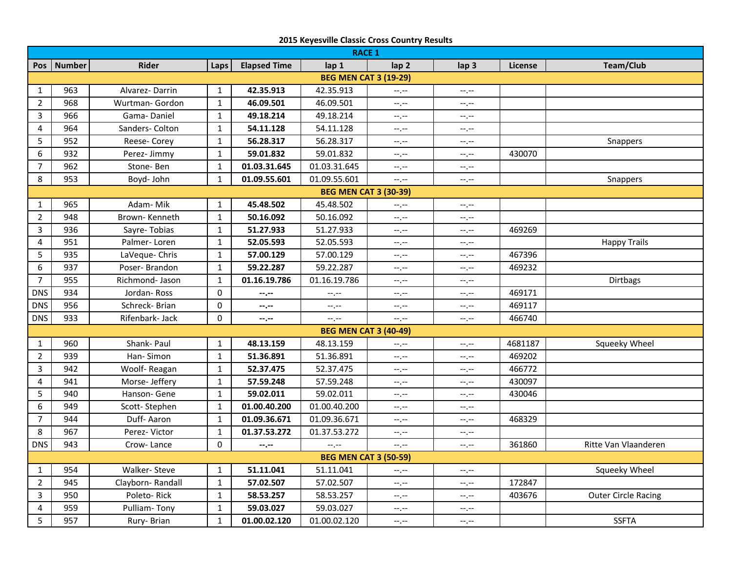## 2015 Keyesville Classic Cross Country Results

| Pos | Number | Rider | Laps | Elapsed Time | lap 1 | lap 2 | lap 3 | License | Team/Club |
|---|---|---|---|---|---|---|---|---|---|
| **RACE 1** | | | | | | | | | |
| **BEG MEN CAT 3 (19-29)** | | | | | | | | | |
| 1 | 963 | Alvarez- Darrin | 1 | **42.35.913** | 42.35.913 | --.-- | --.-- | | |
| 2 | 968 | Wurtman- Gordon | 1 | **46.09.501** | 46.09.501 | --.-- | --.-- | | |
| 3 | 966 | Gama- Daniel | 1 | **49.18.214** | 49.18.214 | --.-- | --.-- | | |
| 4 | 964 | Sanders- Colton | 1 | **54.11.128** | 54.11.128 | --.-- | --.-- | | |
| 5 | 952 | Reese- Corey | 1 | **56.28.317** | 56.28.317 | --.-- | --.-- | | Snappers |
| 6 | 932 | Perez- Jimmy | 1 | **59.01.832** | 59.01.832 | --.-- | --.-- | 430070 | |
| 7 | 962 | Stone- Ben | 1 | **01.03.31.645** | 01.03.31.645 | --.-- | --.-- | | |
| 8 | 953 | Boyd- John | 1 | **01.09.55.601** | 01.09.55.601 | --.-- | --.-- | | Snappers |
| **BEG MEN CAT 3 (30-39)** | | | | | | | | | |
| 1 | 965 | Adam- Mik | 1 | **45.48.502** | 45.48.502 | --.-- | --.-- | | |
| 2 | 948 | Brown- Kenneth | 1 | **50.16.092** | 50.16.092 | --.-- | --.-- | | |
| 3 | 936 | Sayre- Tobias | 1 | **51.27.933** | 51.27.933 | --.-- | --.-- | 469269 | |
| 4 | 951 | Palmer- Loren | 1 | **52.05.593** | 52.05.593 | --.-- | --.-- | | Happy Trails |
| 5 | 935 | LaVeque- Chris | 1 | **57.00.129** | 57.00.129 | --.-- | --.-- | 467396 | |
| 6 | 937 | Poser- Brandon | 1 | **59.22.287** | 59.22.287 | --.-- | --.-- | 469232 | |
| 7 | 955 | Richmond- Jason | 1 | **01.16.19.786** | 01.16.19.786 | --.-- | --.-- | | Dirtbags |
| DNS | 934 | Jordan- Ross | 0 | **--.--** | --.-- | --.-- | --.-- | 469171 | |
| DNS | 956 | Schreck- Brian | 0 | **--.--** | --.-- | --.-- | --.-- | 469117 | |
| DNS | 933 | Rifenbark- Jack | 0 | **--.--** | --.-- | --.-- | --.-- | 466740 | |
| **BEG MEN CAT 3 (40-49)** | | | | | | | | | |
| 1 | 960 | Shank- Paul | 1 | **48.13.159** | 48.13.159 | --.-- | --.-- | 4681187 | Squeeky Wheel |
| 2 | 939 | Han- Simon | 1 | **51.36.891** | 51.36.891 | --.-- | --.-- | 469202 | |
| 3 | 942 | Woolf- Reagan | 1 | **52.37.475** | 52.37.475 | --.-- | --.-- | 466772 | |
| 4 | 941 | Morse- Jeffery | 1 | **57.59.248** | 57.59.248 | --.-- | --.-- | 430097 | |
| 5 | 940 | Hanson- Gene | 1 | **59.02.011** | 59.02.011 | --.-- | --.-- | 430046 | |
| 6 | 949 | Scott- Stephen | 1 | **01.00.40.200** | 01.00.40.200 | --.-- | --.-- | | |
| 7 | 944 | Duff- Aaron | 1 | **01.09.36.671** | 01.09.36.671 | --.-- | --.-- | 468329 | |
| 8 | 967 | Perez- Victor | 1 | **01.37.53.272** | 01.37.53.272 | --.-- | --.-- | | |
| DNS | 943 | Crow- Lance | 0 | **--.--** | --.-- | --.-- | --.-- | 361860 | Ritte Van Vlaanderen |
| **BEG MEN CAT 3 (50-59)** | | | | | | | | | |
| 1 | 954 | Walker- Steve | 1 | **51.11.041** | 51.11.041 | --.-- | --.-- | | Squeeky Wheel |
| 2 | 945 | Clayborn- Randall | 1 | **57.02.507** | 57.02.507 | --.-- | --.-- | 172847 | |
| 3 | 950 | Poleto- Rick | 1 | **58.53.257** | 58.53.257 | --.-- | --.-- | 403676 | Outer Circle Racing |
| 4 | 959 | Pulliam- Tony | 1 | **59.03.027** | 59.03.027 | --.-- | --.-- | | |
| 5 | 957 | Rury- Brian | 1 | **01.00.02.120** | 01.00.02.120 | --.-- | --.-- | | SSFTA |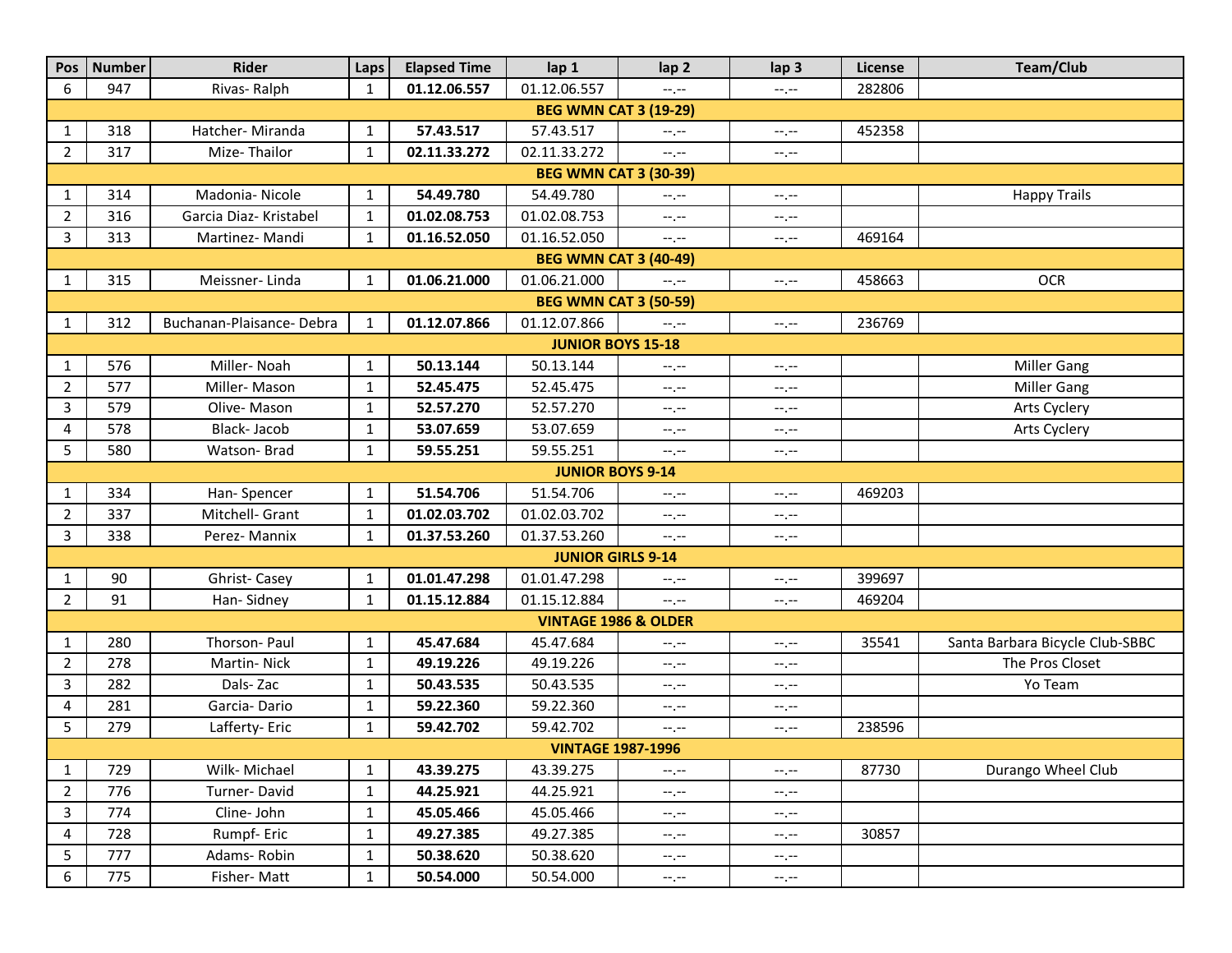| Pos | Number | Rider | Laps | Elapsed Time | lap 1 | lap 2 | lap 3 | License | Team/Club |
|---|---|---|---|---|---|---|---|---|---|
| 6 | 947 | Rivas- Ralph | 1 | **01.12.06.557** | 01.12.06.557 | --.-- | --.-- | 282806 | |
| **BEG WMN CAT 3 (19-29)** | | | | | | | | | |
| 1 | 318 | Hatcher- Miranda | 1 | **57.43.517** | 57.43.517 | --.-- | --.-- | 452358 | |
| 2 | 317 | Mize- Thailor | 1 | **02.11.33.272** | 02.11.33.272 | --.-- | --.-- | | |
| **BEG WMN CAT 3 (30-39)** | | | | | | | | | |
| 1 | 314 | Madonia- Nicole | 1 | **54.49.780** | 54.49.780 | --.-- | --.-- | | Happy Trails |
| 2 | 316 | Garcia Diaz- Kristabel | 1 | **01.02.08.753** | 01.02.08.753 | --.-- | --.-- | | |
| 3 | 313 | Martinez- Mandi | 1 | **01.16.52.050** | 01.16.52.050 | --.-- | --.-- | 469164 | |
| **BEG WMN CAT 3 (40-49)** | | | | | | | | | |
| 1 | 315 | Meissner- Linda | 1 | **01.06.21.000** | 01.06.21.000 | --.-- | --.-- | 458663 | OCR |
| **BEG WMN CAT 3 (50-59)** | | | | | | | | | |
| 1 | 312 | Buchanan-Plaisance- Debra | 1 | **01.12.07.866** | 01.12.07.866 | --.-- | --.-- | 236769 | |
| **JUNIOR BOYS 15-18** | | | | | | | | | |
| 1 | 576 | Miller- Noah | 1 | **50.13.144** | 50.13.144 | --.-- | --.-- | | Miller Gang |
| 2 | 577 | Miller- Mason | 1 | **52.45.475** | 52.45.475 | --.-- | --.-- | | Miller Gang |
| 3 | 579 | Olive- Mason | 1 | **52.57.270** | 52.57.270 | --.-- | --.-- | | Arts Cyclery |
| 4 | 578 | Black- Jacob | 1 | **53.07.659** | 53.07.659 | --.-- | --.-- | | Arts Cyclery |
| 5 | 580 | Watson- Brad | 1 | **59.55.251** | 59.55.251 | --.-- | --.-- | | |
| **JUNIOR BOYS 9-14** | | | | | | | | | |
| 1 | 334 | Han- Spencer | 1 | **51.54.706** | 51.54.706 | --.-- | --.-- | 469203 | |
| 2 | 337 | Mitchell- Grant | 1 | **01.02.03.702** | 01.02.03.702 | --.-- | --.-- | | |
| 3 | 338 | Perez- Mannix | 1 | **01.37.53.260** | 01.37.53.260 | --.-- | --.-- | | |
| **JUNIOR GIRLS 9-14** | | | | | | | | | |
| 1 | 90 | Ghrist- Casey | 1 | **01.01.47.298** | 01.01.47.298 | --.-- | --.-- | 399697 | |
| 2 | 91 | Han- Sidney | 1 | **01.15.12.884** | 01.15.12.884 | --.-- | --.-- | 469204 | |
| **VINTAGE 1986 & OLDER** | | | | | | | | | |
| 1 | 280 | Thorson- Paul | 1 | **45.47.684** | 45.47.684 | --.-- | --.-- | 35541 | Santa Barbara Bicycle Club-SBBC |
| 2 | 278 | Martin- Nick | 1 | **49.19.226** | 49.19.226 | --.-- | --.-- | | The Pros Closet |
| 3 | 282 | Dals- Zac | 1 | **50.43.535** | 50.43.535 | --.-- | --.-- | | Yo Team |
| 4 | 281 | Garcia- Dario | 1 | **59.22.360** | 59.22.360 | --.-- | --.-- | | |
| 5 | 279 | Lafferty- Eric | 1 | **59.42.702** | 59.42.702 | --.-- | --.-- | 238596 | |
| **VINTAGE 1987-1996** | | | | | | | | | |
| 1 | 729 | Wilk- Michael | 1 | **43.39.275** | 43.39.275 | --.-- | --.-- | 87730 | Durango Wheel Club |
| 2 | 776 | Turner- David | 1 | **44.25.921** | 44.25.921 | --.-- | --.-- | | |
| 3 | 774 | Cline- John | 1 | **45.05.466** | 45.05.466 | --.-- | --.-- | | |
| 4 | 728 | Rumpf- Eric | 1 | **49.27.385** | 49.27.385 | --.-- | --.-- | 30857 | |
| 5 | 777 | Adams- Robin | 1 | **50.38.620** | 50.38.620 | --.-- | --.-- | | |
| 6 | 775 | Fisher- Matt | 1 | **50.54.000** | 50.54.000 | --.-- | --.-- | | |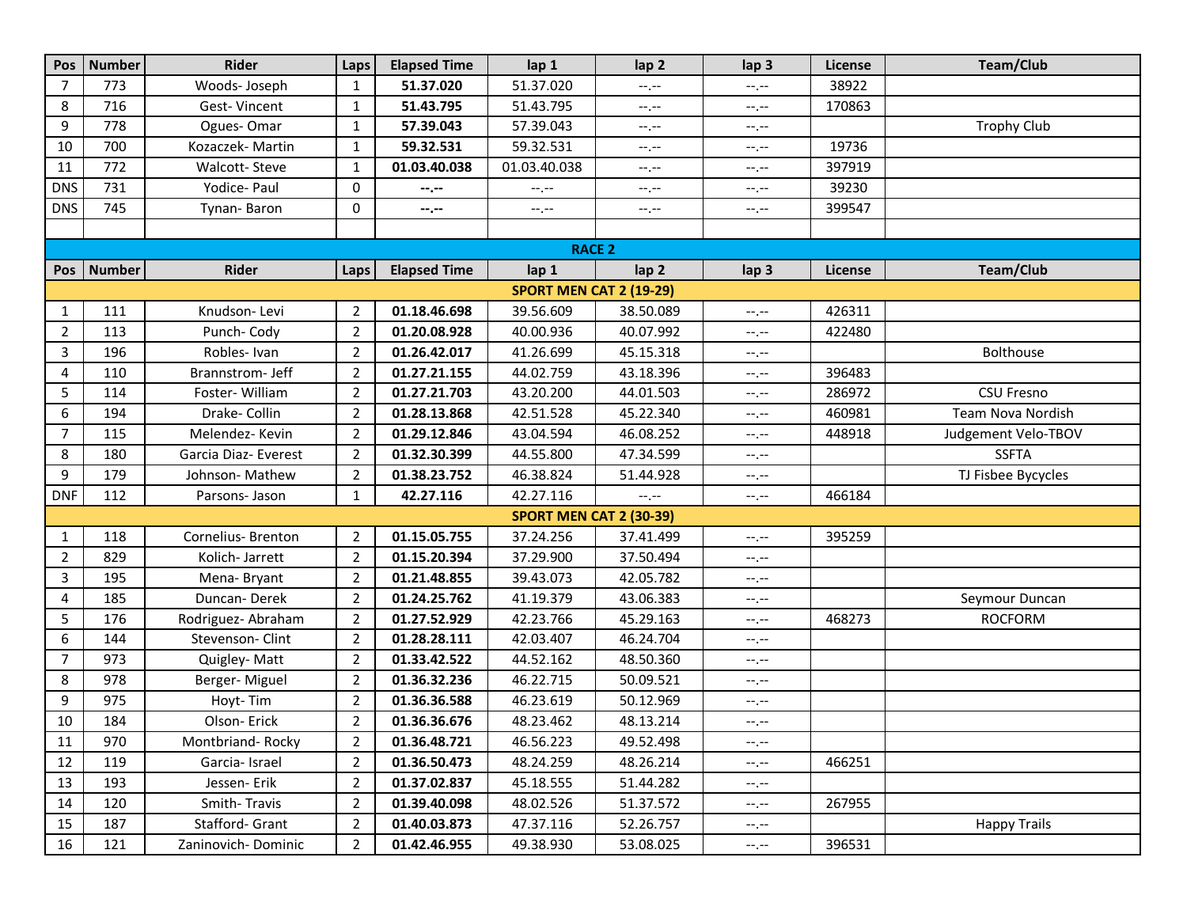| Pos | Number | Rider | Laps | Elapsed Time | lap 1 | lap 2 | lap 3 | License | Team/Club |
|---|---|---|---|---|---|---|---|---|---|
| 7 | 773 | Woods- Joseph | 1 | **51.37.020** | 51.37.020 | --.-- | --.-- | 38922 | |
| 8 | 716 | Gest- Vincent | 1 | **51.43.795** | 51.43.795 | --.-- | --.-- | 170863 | |
| 9 | 778 | Ogues- Omar | 1 | **57.39.043** | 57.39.043 | --.-- | --.-- | | Trophy Club |
| 10 | 700 | Kozaczek- Martin | 1 | **59.32.531** | 59.32.531 | --.-- | --.-- | 19736 | |
| 11 | 772 | Walcott- Steve | 1 | **01.03.40.038** | 01.03.40.038 | --.-- | --.-- | 397919 | |
| DNS | 731 | Yodice- Paul | 0 | **--.--** | --.-- | --.-- | --.-- | 39230 | |
| DNS | 745 | Tynan- Baron | 0 | **--.--** | --.-- | --.-- | --.-- | 399547 | |

**RACE 2**

| Pos | Number | Rider | Laps | Elapsed Time | lap 1 | lap 2 | lap 3 | License | Team/Club |
|---|---|---|---|---|---|---|---|---|---|
| | | | | **SPORT MEN CAT 2 (19-29)** | | | | | |
| 1 | 111 | Knudson- Levi | 2 | **01.18.46.698** | 39.56.609 | 38.50.089 | --.-- | 426311 | |
| 2 | 113 | Punch- Cody | 2 | **01.20.08.928** | 40.00.936 | 40.07.992 | --.-- | 422480 | |
| 3 | 196 | Robles- Ivan | 2 | **01.26.42.017** | 41.26.699 | 45.15.318 | --.-- | | Bolthouse |
| 4 | 110 | Brannstrom- Jeff | 2 | **01.27.21.155** | 44.02.759 | 43.18.396 | --.-- | 396483 | |
| 5 | 114 | Foster- William | 2 | **01.27.21.703** | 43.20.200 | 44.01.503 | --.-- | 286972 | CSU Fresno |
| 6 | 194 | Drake- Collin | 2 | **01.28.13.868** | 42.51.528 | 45.22.340 | --.-- | 460981 | Team Nova Nordish |
| 7 | 115 | Melendez- Kevin | 2 | **01.29.12.846** | 43.04.594 | 46.08.252 | --.-- | 448918 | Judgement Velo-TBOV |
| 8 | 180 | Garcia Diaz- Everest | 2 | **01.32.30.399** | 44.55.800 | 47.34.599 | --.-- | | SSFTA |
| 9 | 179 | Johnson- Mathew | 2 | **01.38.23.752** | 46.38.824 | 51.44.928 | --.-- | | TJ Fisbee Bycycles |
| DNF | 112 | Parsons- Jason | 1 | **42.27.116** | 42.27.116 | --.-- | --.-- | 466184 | |
| | | | | **SPORT MEN CAT 2 (30-39)** | | | | | |
| 1 | 118 | Cornelius- Brenton | 2 | **01.15.05.755** | 37.24.256 | 37.41.499 | --.-- | 395259 | |
| 2 | 829 | Kolich- Jarrett | 2 | **01.15.20.394** | 37.29.900 | 37.50.494 | --.-- | | |
| 3 | 195 | Mena- Bryant | 2 | **01.21.48.855** | 39.43.073 | 42.05.782 | --.-- | | |
| 4 | 185 | Duncan- Derek | 2 | **01.24.25.762** | 41.19.379 | 43.06.383 | --.-- | | Seymour Duncan |
| 5 | 176 | Rodriguez- Abraham | 2 | **01.27.52.929** | 42.23.766 | 45.29.163 | --.-- | 468273 | ROCFORM |
| 6 | 144 | Stevenson- Clint | 2 | **01.28.28.111** | 42.03.407 | 46.24.704 | --.-- | | |
| 7 | 973 | Quigley- Matt | 2 | **01.33.42.522** | 44.52.162 | 48.50.360 | --.-- | | |
| 8 | 978 | Berger- Miguel | 2 | **01.36.32.236** | 46.22.715 | 50.09.521 | --.-- | | |
| 9 | 975 | Hoyt- Tim | 2 | **01.36.36.588** | 46.23.619 | 50.12.969 | --.-- | | |
| 10 | 184 | Olson- Erick | 2 | **01.36.36.676** | 48.23.462 | 48.13.214 | --.-- | | |
| 11 | 970 | Montbriand- Rocky | 2 | **01.36.48.721** | 46.56.223 | 49.52.498 | --.-- | | |
| 12 | 119 | Garcia- Israel | 2 | **01.36.50.473** | 48.24.259 | 48.26.214 | --.-- | 466251 | |
| 13 | 193 | Jessen- Erik | 2 | **01.37.02.837** | 45.18.555 | 51.44.282 | --.-- | | |
| 14 | 120 | Smith- Travis | 2 | **01.39.40.098** | 48.02.526 | 51.37.572 | --.-- | 267955 | |
| 15 | 187 | Stafford- Grant | 2 | **01.40.03.873** | 47.37.116 | 52.26.757 | --.-- | | Happy Trails |
| 16 | 121 | Zaninovich- Dominic | 2 | **01.42.46.955** | 49.38.930 | 53.08.025 | --.-- | 396531 | |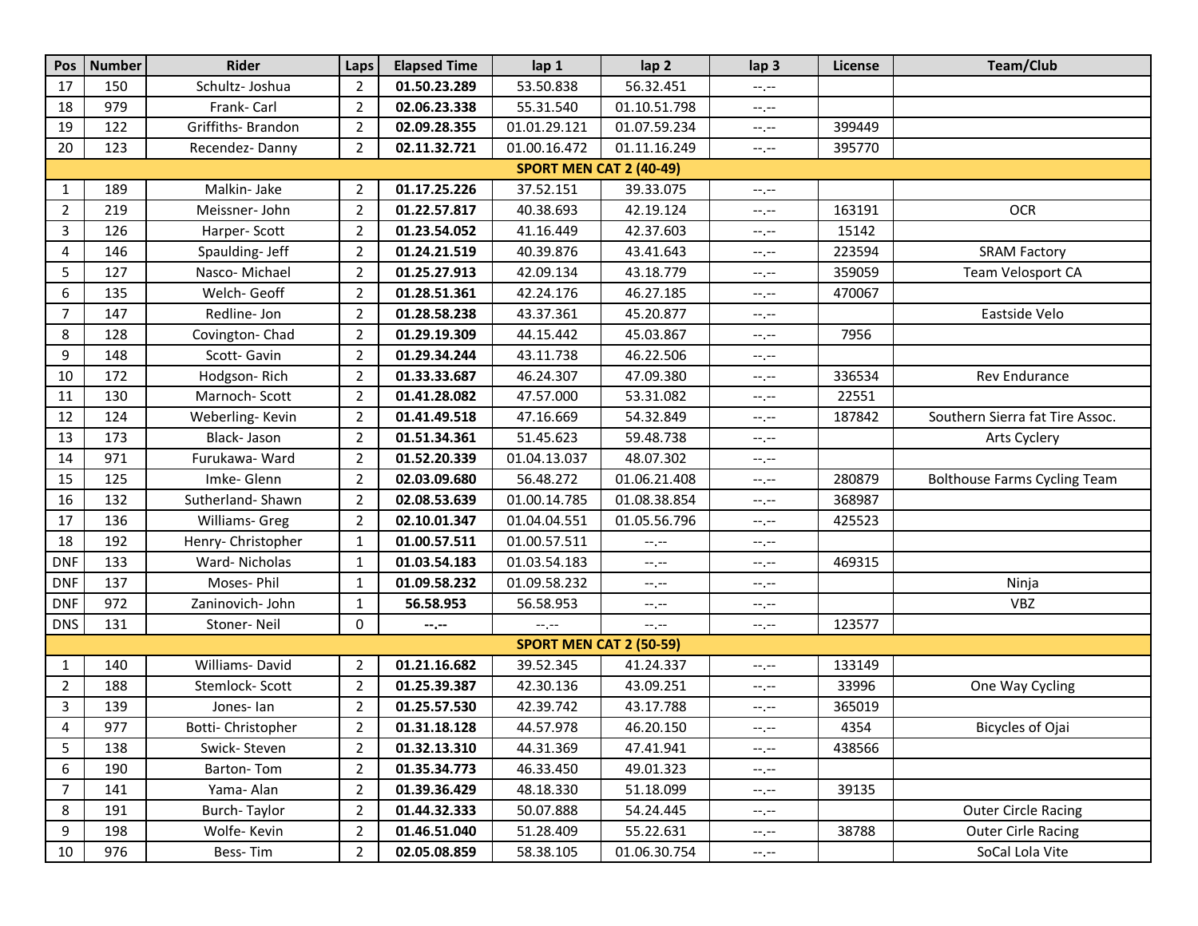| Pos | Number | Rider | Laps | Elapsed Time | lap 1 | lap 2 | lap 3 | License | Team/Club |
|---|---|---|---|---|---|---|---|---|---|
| 17 | 150 | Schultz- Joshua | 2 | **01.50.23.289** | 53.50.838 | 56.32.451 | --.-- | | |
| 18 | 979 | Frank- Carl | 2 | **02.06.23.338** | 55.31.540 | 01.10.51.798 | --.-- | | |
| 19 | 122 | Griffiths- Brandon | 2 | **02.09.28.355** | 01.01.29.121 | 01.07.59.234 | --.-- | 399449 | |
| 20 | 123 | Recendez- Danny | 2 | **02.11.32.721** | 01.00.16.472 | 01.11.16.249 | --.-- | 395770 | |
| **SPORT MEN CAT 2 (40-49)** | | | | | | | | | |
| 1 | 189 | Malkin- Jake | 2 | **01.17.25.226** | 37.52.151 | 39.33.075 | --.-- | | |
| 2 | 219 | Meissner- John | 2 | **01.22.57.817** | 40.38.693 | 42.19.124 | --.-- | 163191 | OCR |
| 3 | 126 | Harper- Scott | 2 | **01.23.54.052** | 41.16.449 | 42.37.603 | --.-- | 15142 | |
| 4 | 146 | Spaulding- Jeff | 2 | **01.24.21.519** | 40.39.876 | 43.41.643 | --.-- | 223594 | SRAM Factory |
| 5 | 127 | Nasco- Michael | 2 | **01.25.27.913** | 42.09.134 | 43.18.779 | --.-- | 359059 | Team Velosport CA |
| 6 | 135 | Welch- Geoff | 2 | **01.28.51.361** | 42.24.176 | 46.27.185 | --.-- | 470067 | |
| 7 | 147 | Redline- Jon | 2 | **01.28.58.238** | 43.37.361 | 45.20.877 | --.-- | | Eastside Velo |
| 8 | 128 | Covington- Chad | 2 | **01.29.19.309** | 44.15.442 | 45.03.867 | --.-- | 7956 | |
| 9 | 148 | Scott- Gavin | 2 | **01.29.34.244** | 43.11.738 | 46.22.506 | --.-- | | |
| 10 | 172 | Hodgson- Rich | 2 | **01.33.33.687** | 46.24.307 | 47.09.380 | --.-- | 336534 | Rev Endurance |
| 11 | 130 | Marnoch- Scott | 2 | **01.41.28.082** | 47.57.000 | 53.31.082 | --.-- | 22551 | |
| 12 | 124 | Weberling- Kevin | 2 | **01.41.49.518** | 47.16.669 | 54.32.849 | --.-- | 187842 | Southern Sierra fat Tire Assoc. |
| 13 | 173 | Black- Jason | 2 | **01.51.34.361** | 51.45.623 | 59.48.738 | --.-- | | Arts Cyclery |
| 14 | 971 | Furukawa- Ward | 2 | **01.52.20.339** | 01.04.13.037 | 48.07.302 | --.-- | | |
| 15 | 125 | Imke- Glenn | 2 | **02.03.09.680** | 56.48.272 | 01.06.21.408 | --.-- | 280879 | Bolthouse Farms Cycling Team |
| 16 | 132 | Sutherland- Shawn | 2 | **02.08.53.639** | 01.00.14.785 | 01.08.38.854 | --.-- | 368987 | |
| 17 | 136 | Williams- Greg | 2 | **02.10.01.347** | 01.04.04.551 | 01.05.56.796 | --.-- | 425523 | |
| 18 | 192 | Henry- Christopher | 1 | **01.00.57.511** | 01.00.57.511 | --.-- | --.-- | | |
| DNF | 133 | Ward- Nicholas | 1 | **01.03.54.183** | 01.03.54.183 | --.-- | --.-- | 469315 | |
| DNF | 137 | Moses- Phil | 1 | **01.09.58.232** | 01.09.58.232 | --.-- | --.-- | | Ninja |
| DNF | 972 | Zaninovich- John | 1 | **56.58.953** | 56.58.953 | --.-- | --.-- | | VBZ |
| DNS | 131 | Stoner- Neil | 0 | **--.--** | --.-- | --.-- | --.-- | 123577 | |
| **SPORT MEN CAT 2 (50-59)** | | | | | | | | | |
| 1 | 140 | Williams- David | 2 | **01.21.16.682** | 39.52.345 | 41.24.337 | --.-- | 133149 | |
| 2 | 188 | Stemlock- Scott | 2 | **01.25.39.387** | 42.30.136 | 43.09.251 | --.-- | 33996 | One Way Cycling |
| 3 | 139 | Jones- Ian | 2 | **01.25.57.530** | 42.39.742 | 43.17.788 | --.-- | 365019 | |
| 4 | 977 | Botti- Christopher | 2 | **01.31.18.128** | 44.57.978 | 46.20.150 | --.-- | 4354 | Bicycles of Ojai |
| 5 | 138 | Swick- Steven | 2 | **01.32.13.310** | 44.31.369 | 47.41.941 | --.-- | 438566 | |
| 6 | 190 | Barton- Tom | 2 | **01.35.34.773** | 46.33.450 | 49.01.323 | --.-- | | |
| 7 | 141 | Yama- Alan | 2 | **01.39.36.429** | 48.18.330 | 51.18.099 | --.-- | 39135 | |
| 8 | 191 | Burch- Taylor | 2 | **01.44.32.333** | 50.07.888 | 54.24.445 | --.-- | | Outer Circle Racing |
| 9 | 198 | Wolfe- Kevin | 2 | **01.46.51.040** | 51.28.409 | 55.22.631 | --.-- | 38788 | Outer Cirle Racing |
| 10 | 976 | Bess- Tim | 2 | **02.05.08.859** | 58.38.105 | 01.06.30.754 | --.-- | | SoCal Lola Vite |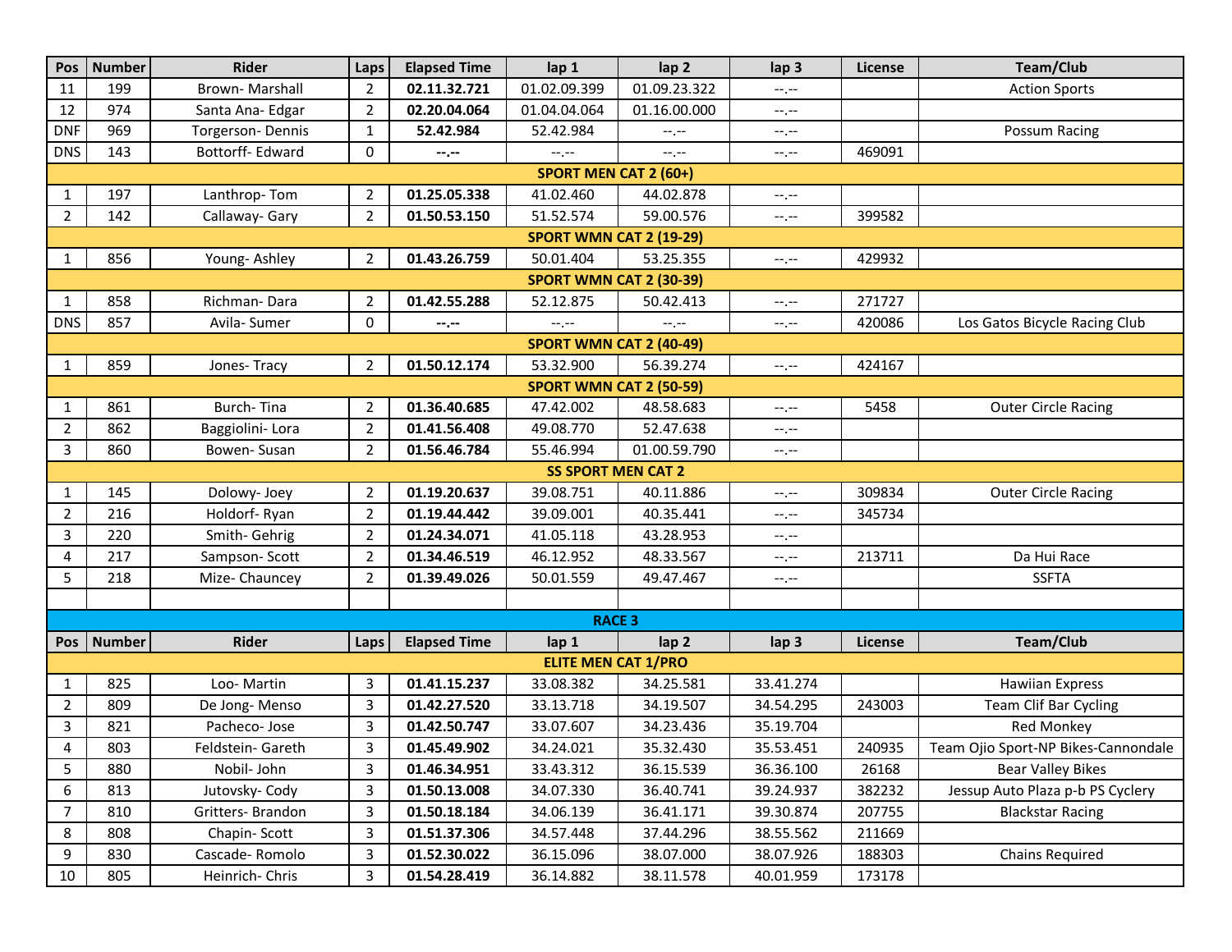| Pos | Number | Rider | Laps | Elapsed Time | lap 1 | lap 2 | lap 3 | License | Team/Club |
|---|---|---|---|---|---|---|---|---|---|
| 11 | 199 | Brown- Marshall | 2 | **02.11.32.721** | 01.02.09.399 | 01.09.23.322 | --.-- | | Action Sports |
| 12 | 974 | Santa Ana- Edgar | 2 | **02.20.04.064** | 01.04.04.064 | 01.16.00.000 | --.-- | | |
| DNF | 969 | Torgerson- Dennis | 1 | **52.42.984** | 52.42.984 | --.-- | --.-- | | Possum Racing |
| DNS | 143 | Bottorff- Edward | 0 | **--.--** | --.-- | --.-- | --.-- | 469091 | |
| | | | | **SPORT MEN CAT 2 (60+)** | | | | | |
| 1 | 197 | Lanthrop- Tom | 2 | **01.25.05.338** | 41.02.460 | 44.02.878 | --.-- | | |
| 2 | 142 | Callaway- Gary | 2 | **01.50.53.150** | 51.52.574 | 59.00.576 | --.-- | 399582 | |
| | | | | **SPORT WMN CAT 2 (19-29)** | | | | | |
| 1 | 856 | Young- Ashley | 2 | **01.43.26.759** | 50.01.404 | 53.25.355 | --.-- | 429932 | |
| | | | | **SPORT WMN CAT 2 (30-39)** | | | | | |
| 1 | 858 | Richman- Dara | 2 | **01.42.55.288** | 52.12.875 | 50.42.413 | --.-- | 271727 | |
| DNS | 857 | Avila- Sumer | 0 | **--.--** | --.-- | --.-- | --.-- | 420086 | Los Gatos Bicycle Racing Club |
| | | | | **SPORT WMN CAT 2 (40-49)** | | | | | |
| 1 | 859 | Jones- Tracy | 2 | **01.50.12.174** | 53.32.900 | 56.39.274 | --.-- | 424167 | |
| | | | | **SPORT WMN CAT 2 (50-59)** | | | | | |
| 1 | 861 | Burch- Tina | 2 | **01.36.40.685** | 47.42.002 | 48.58.683 | --.-- | 5458 | Outer Circle Racing |
| 2 | 862 | Baggiolini- Lora | 2 | **01.41.56.408** | 49.08.770 | 52.47.638 | --.-- | | |
| 3 | 860 | Bowen- Susan | 2 | **01.56.46.784** | 55.46.994 | 01.00.59.790 | --.-- | | |
| | | | | **SS SPORT MEN CAT 2** | | | | | |
| 1 | 145 | Dolowy- Joey | 2 | **01.19.20.637** | 39.08.751 | 40.11.886 | --.-- | 309834 | Outer Circle Racing |
| 2 | 216 | Holdorf- Ryan | 2 | **01.19.44.442** | 39.09.001 | 40.35.441 | --.-- | 345734 | |
| 3 | 220 | Smith- Gehrig | 2 | **01.24.34.071** | 41.05.118 | 43.28.953 | --.-- | | |
| 4 | 217 | Sampson- Scott | 2 | **01.34.46.519** | 46.12.952 | 48.33.567 | --.-- | 213711 | Da Hui Race |
| 5 | 218 | Mize- Chauncey | 2 | **01.39.49.026** | 50.01.559 | 49.47.467 | --.-- | | SSFTA |

## RACE 3

| Pos | Number | Rider | Laps | Elapsed Time | lap 1 | lap 2 | lap 3 | License | Team/Club |
|---|---|---|---|---|---|---|---|---|---|
| | | | | **ELITE MEN CAT 1/PRO** | | | | | |
| 1 | 825 | Loo- Martin | 3 | **01.41.15.237** | 33.08.382 | 34.25.581 | 33.41.274 | | Hawiian Express |
| 2 | 809 | De Jong- Menso | 3 | **01.42.27.520** | 33.13.718 | 34.19.507 | 34.54.295 | 243003 | Team Clif Bar Cycling |
| 3 | 821 | Pacheco- Jose | 3 | **01.42.50.747** | 33.07.607 | 34.23.436 | 35.19.704 | | Red Monkey |
| 4 | 803 | Feldstein- Gareth | 3 | **01.45.49.902** | 34.24.021 | 35.32.430 | 35.53.451 | 240935 | Team Ojio Sport-NP Bikes-Cannondale |
| 5 | 880 | Nobil- John | 3 | **01.46.34.951** | 33.43.312 | 36.15.539 | 36.36.100 | 26168 | Bear Valley Bikes |
| 6 | 813 | Jutovsky- Cody | 3 | **01.50.13.008** | 34.07.330 | 36.40.741 | 39.24.937 | 382232 | Jessup Auto Plaza p-b PS Cyclery |
| 7 | 810 | Gritters- Brandon | 3 | **01.50.18.184** | 34.06.139 | 36.41.171 | 39.30.874 | 207755 | Blackstar Racing |
| 8 | 808 | Chapin- Scott | 3 | **01.51.37.306** | 34.57.448 | 37.44.296 | 38.55.562 | 211669 | |
| 9 | 830 | Cascade- Romolo | 3 | **01.52.30.022** | 36.15.096 | 38.07.000 | 38.07.926 | 188303 | Chains Required |
| 10 | 805 | Heinrich- Chris | 3 | **01.54.28.419** | 36.14.882 | 38.11.578 | 40.01.959 | 173178 | |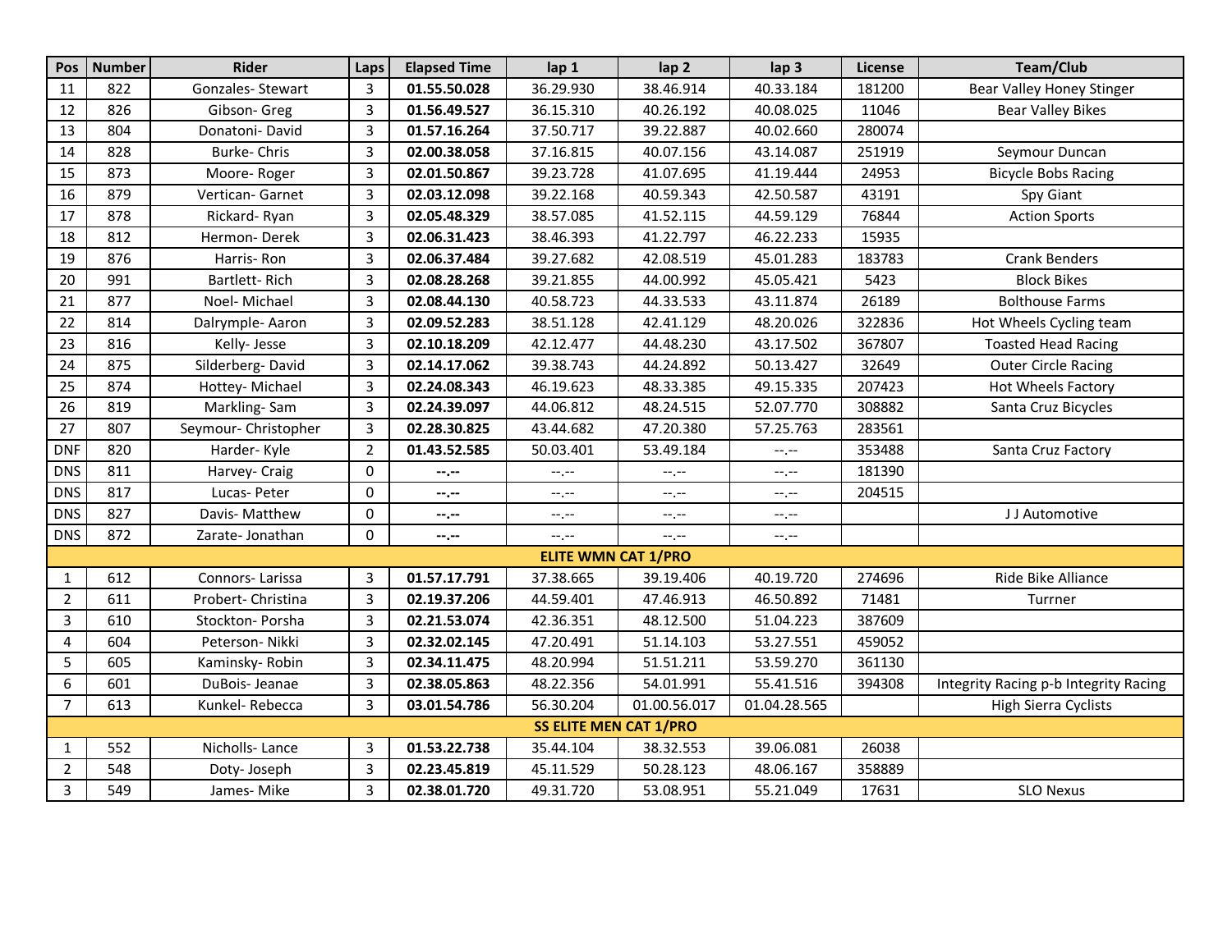| Pos | Number | Rider | Laps | Elapsed Time | lap 1 | lap 2 | lap 3 | License | Team/Club |
|---|---|---|---|---|---|---|---|---|---|
| 11 | 822 | Gonzales- Stewart | 3 | **01.55.50.028** | 36.29.930 | 38.46.914 | 40.33.184 | 181200 | Bear Valley Honey Stinger |
| 12 | 826 | Gibson- Greg | 3 | **01.56.49.527** | 36.15.310 | 40.26.192 | 40.08.025 | 11046 | Bear Valley Bikes |
| 13 | 804 | Donatoni- David | 3 | **01.57.16.264** | 37.50.717 | 39.22.887 | 40.02.660 | 280074 | |
| 14 | 828 | Burke- Chris | 3 | **02.00.38.058** | 37.16.815 | 40.07.156 | 43.14.087 | 251919 | Seymour Duncan |
| 15 | 873 | Moore- Roger | 3 | **02.01.50.867** | 39.23.728 | 41.07.695 | 41.19.444 | 24953 | Bicycle Bobs Racing |
| 16 | 879 | Vertican- Garnet | 3 | **02.03.12.098** | 39.22.168 | 40.59.343 | 42.50.587 | 43191 | Spy Giant |
| 17 | 878 | Rickard- Ryan | 3 | **02.05.48.329** | 38.57.085 | 41.52.115 | 44.59.129 | 76844 | Action Sports |
| 18 | 812 | Hermon- Derek | 3 | **02.06.31.423** | 38.46.393 | 41.22.797 | 46.22.233 | 15935 | |
| 19 | 876 | Harris- Ron | 3 | **02.06.37.484** | 39.27.682 | 42.08.519 | 45.01.283 | 183783 | Crank Benders |
| 20 | 991 | Bartlett- Rich | 3 | **02.08.28.268** | 39.21.855 | 44.00.992 | 45.05.421 | 5423 | Block Bikes |
| 21 | 877 | Noel- Michael | 3 | **02.08.44.130** | 40.58.723 | 44.33.533 | 43.11.874 | 26189 | Bolthouse Farms |
| 22 | 814 | Dalrymple- Aaron | 3 | **02.09.52.283** | 38.51.128 | 42.41.129 | 48.20.026 | 322836 | Hot Wheels Cycling team |
| 23 | 816 | Kelly- Jesse | 3 | **02.10.18.209** | 42.12.477 | 44.48.230 | 43.17.502 | 367807 | Toasted Head Racing |
| 24 | 875 | Silderberg- David | 3 | **02.14.17.062** | 39.38.743 | 44.24.892 | 50.13.427 | 32649 | Outer Circle Racing |
| 25 | 874 | Hottey- Michael | 3 | **02.24.08.343** | 46.19.623 | 48.33.385 | 49.15.335 | 207423 | Hot Wheels Factory |
| 26 | 819 | Markling- Sam | 3 | **02.24.39.097** | 44.06.812 | 48.24.515 | 52.07.770 | 308882 | Santa Cruz Bicycles |
| 27 | 807 | Seymour- Christopher | 3 | **02.28.30.825** | 43.44.682 | 47.20.380 | 57.25.763 | 283561 | |
| DNF | 820 | Harder- Kyle | 2 | **01.43.52.585** | 50.03.401 | 53.49.184 | --.-- | 353488 | Santa Cruz Factory |
| DNS | 811 | Harvey- Craig | 0 | **--.--** | --.-- | --.-- | --.-- | 181390 | |
| DNS | 817 | Lucas- Peter | 0 | **--.--** | --.-- | --.-- | --.-- | 204515 | |
| DNS | 827 | Davis- Matthew | 0 | **--.--** | --.-- | --.-- | --.-- | | J J Automotive |
| DNS | 872 | Zarate- Jonathan | 0 | **--.--** | --.-- | --.-- | --.-- | | |
| | | | | **ELITE WMN CAT 1/PRO** | | | | | |
| 1 | 612 | Connors- Larissa | 3 | **01.57.17.791** | 37.38.665 | 39.19.406 | 40.19.720 | 274696 | Ride Bike Alliance |
| 2 | 611 | Probert- Christina | 3 | **02.19.37.206** | 44.59.401 | 47.46.913 | 46.50.892 | 71481 | Turrner |
| 3 | 610 | Stockton- Porsha | 3 | **02.21.53.074** | 42.36.351 | 48.12.500 | 51.04.223 | 387609 | |
| 4 | 604 | Peterson- Nikki | 3 | **02.32.02.145** | 47.20.491 | 51.14.103 | 53.27.551 | 459052 | |
| 5 | 605 | Kaminsky- Robin | 3 | **02.34.11.475** | 48.20.994 | 51.51.211 | 53.59.270 | 361130 | |
| 6 | 601 | DuBois- Jeanae | 3 | **02.38.05.863** | 48.22.356 | 54.01.991 | 55.41.516 | 394308 | Integrity Racing p-b Integrity Racing |
| 7 | 613 | Kunkel- Rebecca | 3 | **03.01.54.786** | 56.30.204 | 01.00.56.017 | 01.04.28.565 | | High Sierra Cyclists |
| | | | | **SS ELITE MEN CAT 1/PRO** | | | | | |
| 1 | 552 | Nicholls- Lance | 3 | **01.53.22.738** | 35.44.104 | 38.32.553 | 39.06.081 | 26038 | |
| 2 | 548 | Doty- Joseph | 3 | **02.23.45.819** | 45.11.529 | 50.28.123 | 48.06.167 | 358889 | |
| 3 | 549 | James- Mike | 3 | **02.38.01.720** | 49.31.720 | 53.08.951 | 55.21.049 | 17631 | SLO Nexus |